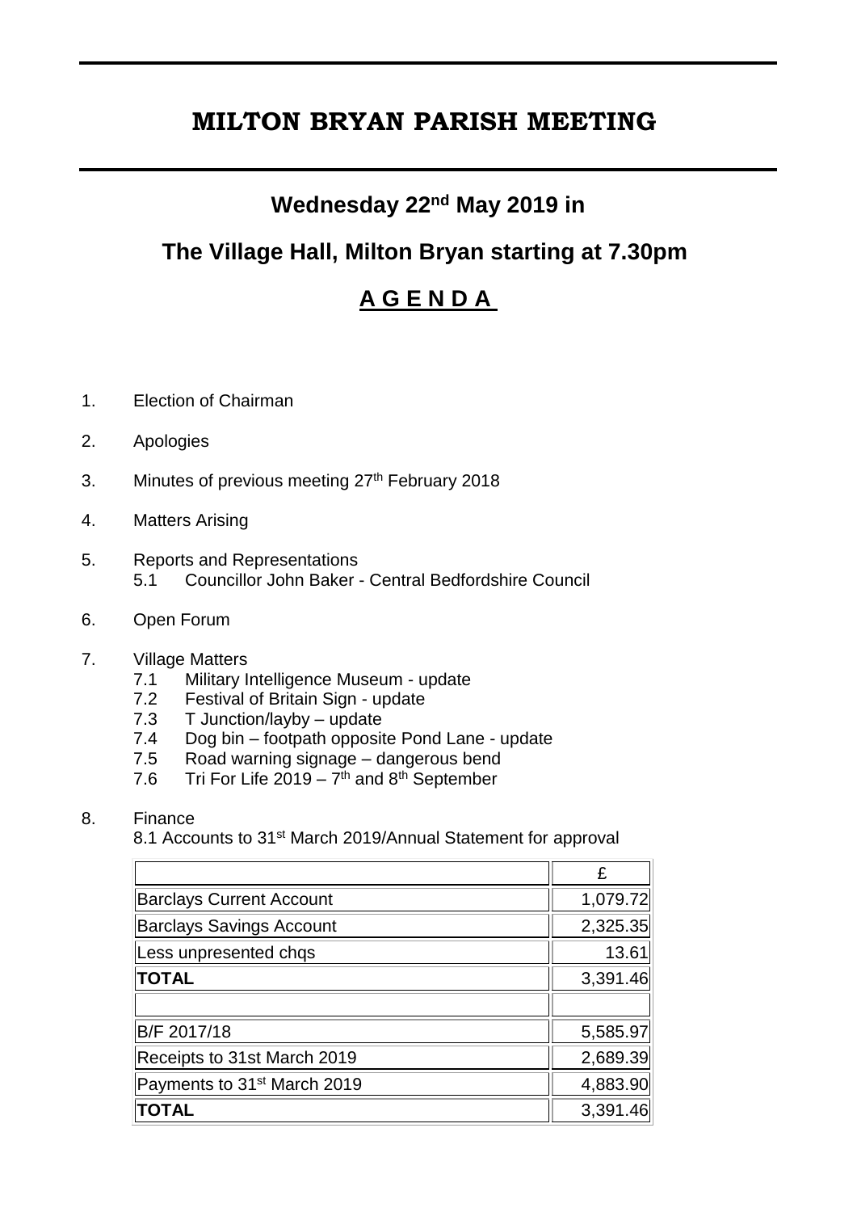# MILTON BRYAN PARISH MEETING

## Wednesday 22nd May 2019 in

## The Village Hall, Milton Bryan starting at 7.30pm

## A G E N D A

1. Election of Chairman

2. Apologies

3. Minutes of previous meeting 27th February 2018

4. Matters Arising

5. Reports and Representations
   - 5.1 Councillor John Baker - Central Bedfordshire Council

6. Open Forum

7. Village Matters
   - 7.1 Military Intelligence Museum - update
   - 7.2 Festival of Britain Sign - update
   - 7.3 T Junction/layby – update
   - 7.4 Dog bin – footpath opposite Pond Lane - update
   - 7.5 Road warning signage – dangerous bend
   - 7.6 Tri For Life 2019 – 7th and 8th September

8. Finance

   8.1 Accounts to 31st March 2019/Annual Statement for approval

| | £ |
|---|---|
| Barclays Current Account | 1,079.72 |
| Barclays Savings Account | 2,325.35 |
| Less unpresented chqs | 13.61 |
| **TOTAL** | 3,391.46 |
| | |
| B/F 2017/18 | 5,585.97 |
| Receipts to 31st March 2019 | 2,689.39 |
| Payments to 31st March 2019 | 4,883.90 |
| **TOTAL** | 3,391.46 |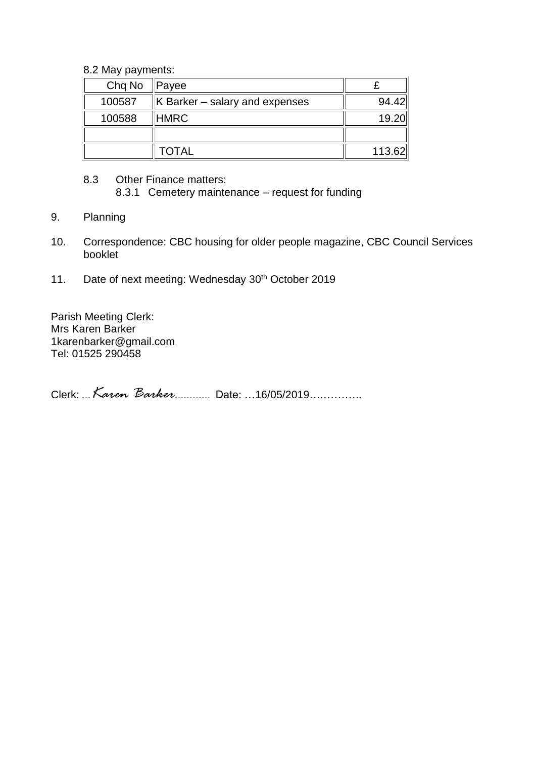8.2 May payments:

| Chq No | Payee | £ |
|---|---|---|
| 100587 | K Barker – salary and expenses | 94.42 |
| 100588 | HMRC | 19.20 |
| | | |
| | TOTAL | 113.62 |

8.3 Other Finance matters:
  8.3.1 Cemetery maintenance – request for funding

9. Planning

10. Correspondence: CBC housing for older people magazine, CBC Council Services booklet

11. Date of next meeting: Wednesday 30th October 2019

Parish Meeting Clerk:
Mrs Karen Barker
1karenbarker@gmail.com
Tel: 01525 290458

Clerk: …*Karen Barker*………… Date: …16/05/2019…………..